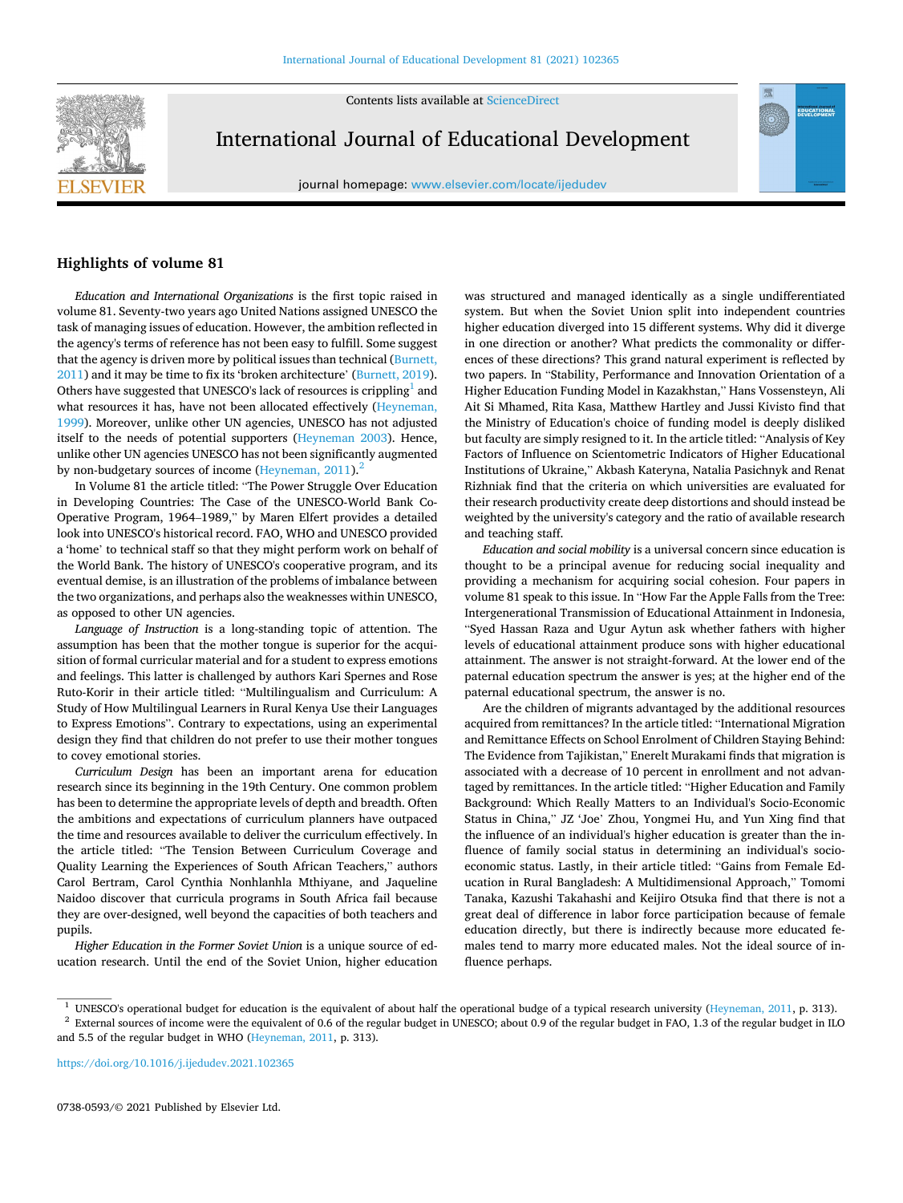## Highlights of volume 81

*Education and International Organizations* is the first topic raised in volume 81. Seventy-two years ago United Nations assigned UNESCO the task of managing issues of education. However, the ambition reflected in the agency's terms of reference has not been easy to fulfill. Some suggest that the agency is driven more by political issues than technical (Burnett, 2011) and it may be time to fix its 'broken architecture' (Burnett, 2019). Others have suggested that UNESCO's lack of resources is crippling[1] and what resources it has, have not been allocated effectively (Heyneman, 1999). Moreover, unlike other UN agencies, UNESCO has not adjusted itself to the needs of potential supporters (Heyneman 2003). Hence, unlike other UN agencies UNESCO has not been significantly augmented by non-budgetary sources of income (Heyneman, 2011).[2]

In Volume 81 the article titled: "The Power Struggle Over Education in Developing Countries: The Case of the UNESCO-World Bank Co-Operative Program, 1964–1989," by Maren Elfert provides a detailed look into UNESCO's historical record. FAO, WHO and UNESCO provided a 'home' to technical staff so that they might perform work on behalf of the World Bank. The history of UNESCO's cooperative program, and its eventual demise, is an illustration of the problems of imbalance between the two organizations, and perhaps also the weaknesses within UNESCO, as opposed to other UN agencies.

*Language of Instruction* is a long-standing topic of attention. The assumption has been that the mother tongue is superior for the acquisition of formal curricular material and for a student to express emotions and feelings. This latter is challenged by authors Kari Spernes and Rose Ruto-Korir in their article titled: "Multilingualism and Curriculum: A Study of How Multilingual Learners in Rural Kenya Use their Languages to Express Emotions". Contrary to expectations, using an experimental design they find that children do not prefer to use their mother tongues to covey emotional stories.

*Curriculum Design* has been an important arena for education research since its beginning in the 19th Century. One common problem has been to determine the appropriate levels of depth and breadth. Often the ambitions and expectations of curriculum planners have outpaced the time and resources available to deliver the curriculum effectively. In the article titled: "The Tension Between Curriculum Coverage and Quality Learning the Experiences of South African Teachers," authors Carol Bertram, Carol Cynthia Nonhlanhla Mthiyane, and Jaqueline Naidoo discover that curricula programs in South Africa fail because they are over-designed, well beyond the capacities of both teachers and pupils.

*Higher Education in the Former Soviet Union* is a unique source of education research. Until the end of the Soviet Union, higher education was structured and managed identically as a single undifferentiated system. But when the Soviet Union split into independent countries higher education diverged into 15 different systems. Why did it diverge in one direction or another? What predicts the commonality or differences of these directions? This grand natural experiment is reflected by two papers. In "Stability, Performance and Innovation Orientation of a Higher Education Funding Model in Kazakhstan," Hans Vossensteyn, Ali Ait Si Mhamed, Rita Kasa, Matthew Hartley and Jussi Kivisto find that the Ministry of Education's choice of funding model is deeply disliked but faculty are simply resigned to it. In the article titled: "Analysis of Key Factors of Influence on Scientometric Indicators of Higher Educational Institutions of Ukraine," Akbash Kateryna, Natalia Pasichnyk and Renat Rizhniak find that the criteria on which universities are evaluated for their research productivity create deep distortions and should instead be weighted by the university's category and the ratio of available research and teaching staff.

*Education and social mobility* is a universal concern since education is thought to be a principal avenue for reducing social inequality and providing a mechanism for acquiring social cohesion. Four papers in volume 81 speak to this issue. In "How Far the Apple Falls from the Tree: Intergenerational Transmission of Educational Attainment in Indonesia, "Syed Hassan Raza and Ugur Aytun ask whether fathers with higher levels of educational attainment produce sons with higher educational attainment. The answer is not straight-forward. At the lower end of the paternal education spectrum the answer is yes; at the higher end of the paternal educational spectrum, the answer is no.

Are the children of migrants advantaged by the additional resources acquired from remittances? In the article titled: "International Migration and Remittance Effects on School Enrolment of Children Staying Behind: The Evidence from Tajikistan," Enerelt Murakami finds that migration is associated with a decrease of 10 percent in enrollment and not advantaged by remittances. In the article titled: "Higher Education and Family Background: Which Really Matters to an Individual's Socio-Economic Status in China," JZ 'Joe' Zhou, Yongmei Hu, and Yun Xing find that the influence of an individual's higher education is greater than the influence of family social status in determining an individual's socio-economic status. Lastly, in their article titled: "Gains from Female Education in Rural Bangladesh: A Multidimensional Approach," Tomomi Tanaka, Kazushi Takahashi and Keijiro Otsuka find that there is not a great deal of difference in labor force participation because of female education directly, but there is indirectly because more educated females tend to marry more educated males. Not the ideal source of influence perhaps.

---

[1] UNESCO's operational budget for education is the equivalent of about half the operational budge of a typical research university (Heyneman, 2011, p. 313).

[2] External sources of income were the equivalent of 0.6 of the regular budget in UNESCO; about 0.9 of the regular budget in FAO, 1.3 of the regular budget in ILO and 5.5 of the regular budget in WHO (Heyneman, 2011, p. 313).

https://doi.org/10.1016/j.ijedudev.2021.102365

0738-0593/© 2021 Published by Elsevier Ltd.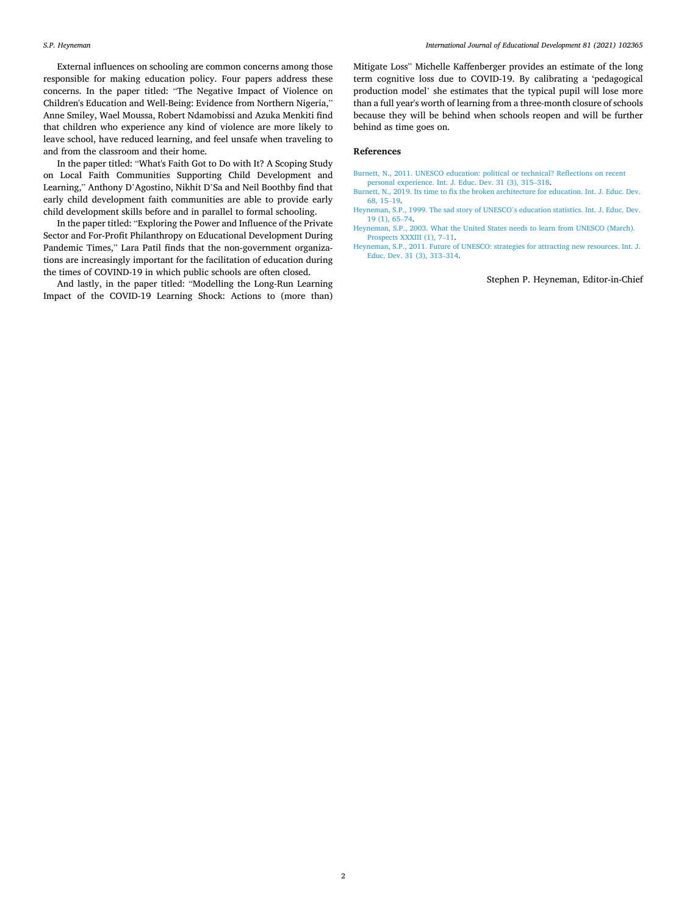External influences on schooling are common concerns among those responsible for making education policy. Four papers address these concerns. In the paper titled: "The Negative Impact of Violence on Children's Education and Well-Being: Evidence from Northern Nigeria," Anne Smiley, Wael Moussa, Robert Ndamobissi and Azuka Menkiti find that children who experience any kind of violence are more likely to leave school, have reduced learning, and feel unsafe when traveling to and from the classroom and their home.

In the paper titled: "What's Faith Got to Do with It? A Scoping Study on Local Faith Communities Supporting Child Development and Learning," Anthony D'Agostino, Nikhit D'Sa and Neil Boothby find that early child development faith communities are able to provide early child development skills before and in parallel to formal schooling.

In the paper titled: "Exploring the Power and Influence of the Private Sector and For-Profit Philanthropy on Educational Development During Pandemic Times," Lara Patil finds that the non-government organizations are increasingly important for the facilitation of education during the times of COVIND-19 in which public schools are often closed.

And lastly, in the paper titled: "Modelling the Long-Run Learning Impact of the COVID-19 Learning Shock: Actions to (more than) Mitigate Loss" Michelle Kaffenberger provides an estimate of the long term cognitive loss due to COVID-19. By calibrating a 'pedagogical production model' she estimates that the typical pupil will lose more than a full year's worth of learning from a three-month closure of schools because they will be behind when schools reopen and will be further behind as time goes on.

## References

Burnett, N., 2011. UNESCO education: political or technical? Reflections on recent personal experience. Int. J. Educ. Dev. 31 (3), 315–318.

Burnett, N., 2019. Its time to fix the broken architecture for education. Int. J. Educ. Dev. 68, 15–19.

Heyneman, S.P., 1999. The sad story of UNESCO's education statistics. Int. J. Educ. Dev. 19 (1), 65–74.

Heyneman, S.P., 2003. What the United States needs to learn from UNESCO (March). Prospects XXXIII (1), 7–11.

Heyneman, S.P., 2011. Future of UNESCO: strategies for attracting new resources. Int. J. Educ. Dev. 31 (3), 313–314.

Stephen P. Heyneman, Editor-in-Chief